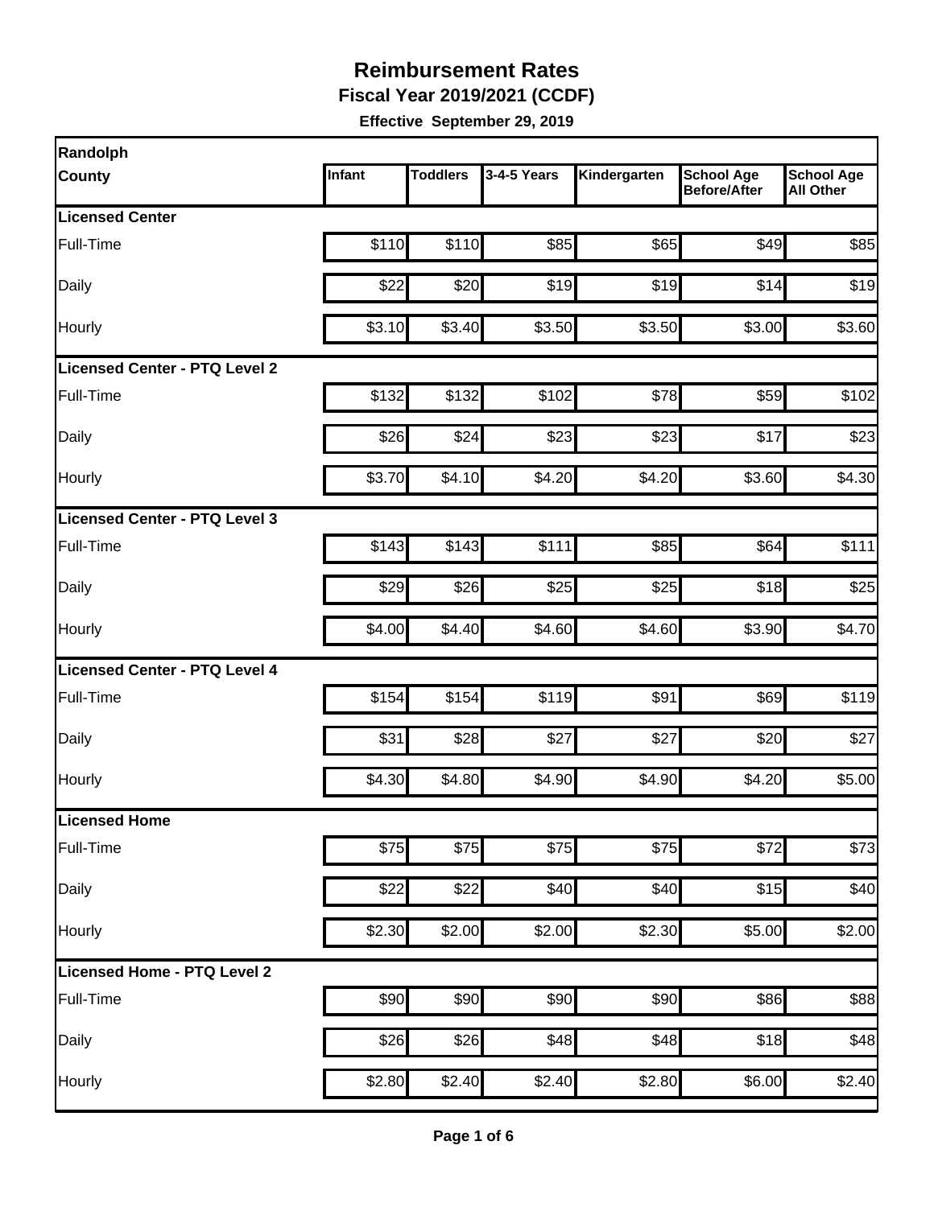# Reimbursement Rates

**Fiscal Year 2019/2021 (CCDF)**

**Effective September 29, 2019**

| Randolph County | Infant | Toddlers | 3-4-5 Years | Kindergarten | School Age Before/After | School Age All Other |
|---|---|---|---|---|---|---|
| **Licensed Center** | | | | | | |
| Full-Time | $110 | $110 | $85 | $65 | $49 | $85 |
| Daily | $22 | $20 | $19 | $19 | $14 | $19 |
| Hourly | $3.10 | $3.40 | $3.50 | $3.50 | $3.00 | $3.60 |
| **Licensed Center - PTQ Level 2** | | | | | | |
| Full-Time | $132 | $132 | $102 | $78 | $59 | $102 |
| Daily | $26 | $24 | $23 | $23 | $17 | $23 |
| Hourly | $3.70 | $4.10 | $4.20 | $4.20 | $3.60 | $4.30 |
| **Licensed Center - PTQ Level 3** | | | | | | |
| Full-Time | $143 | $143 | $111 | $85 | $64 | $111 |
| Daily | $29 | $26 | $25 | $25 | $18 | $25 |
| Hourly | $4.00 | $4.40 | $4.60 | $4.60 | $3.90 | $4.70 |
| **Licensed Center - PTQ Level 4** | | | | | | |
| Full-Time | $154 | $154 | $119 | $91 | $69 | $119 |
| Daily | $31 | $28 | $27 | $27 | $20 | $27 |
| Hourly | $4.30 | $4.80 | $4.90 | $4.90 | $4.20 | $5.00 |
| **Licensed Home** | | | | | | |
| Full-Time | $75 | $75 | $75 | $75 | $72 | $73 |
| Daily | $22 | $22 | $40 | $40 | $15 | $40 |
| Hourly | $2.30 | $2.00 | $2.00 | $2.30 | $5.00 | $2.00 |
| **Licensed Home - PTQ Level 2** | | | | | | |
| Full-Time | $90 | $90 | $90 | $90 | $86 | $88 |
| Daily | $26 | $26 | $48 | $48 | $18 | $48 |
| Hourly | $2.80 | $2.40 | $2.40 | $2.80 | $6.00 | $2.40 |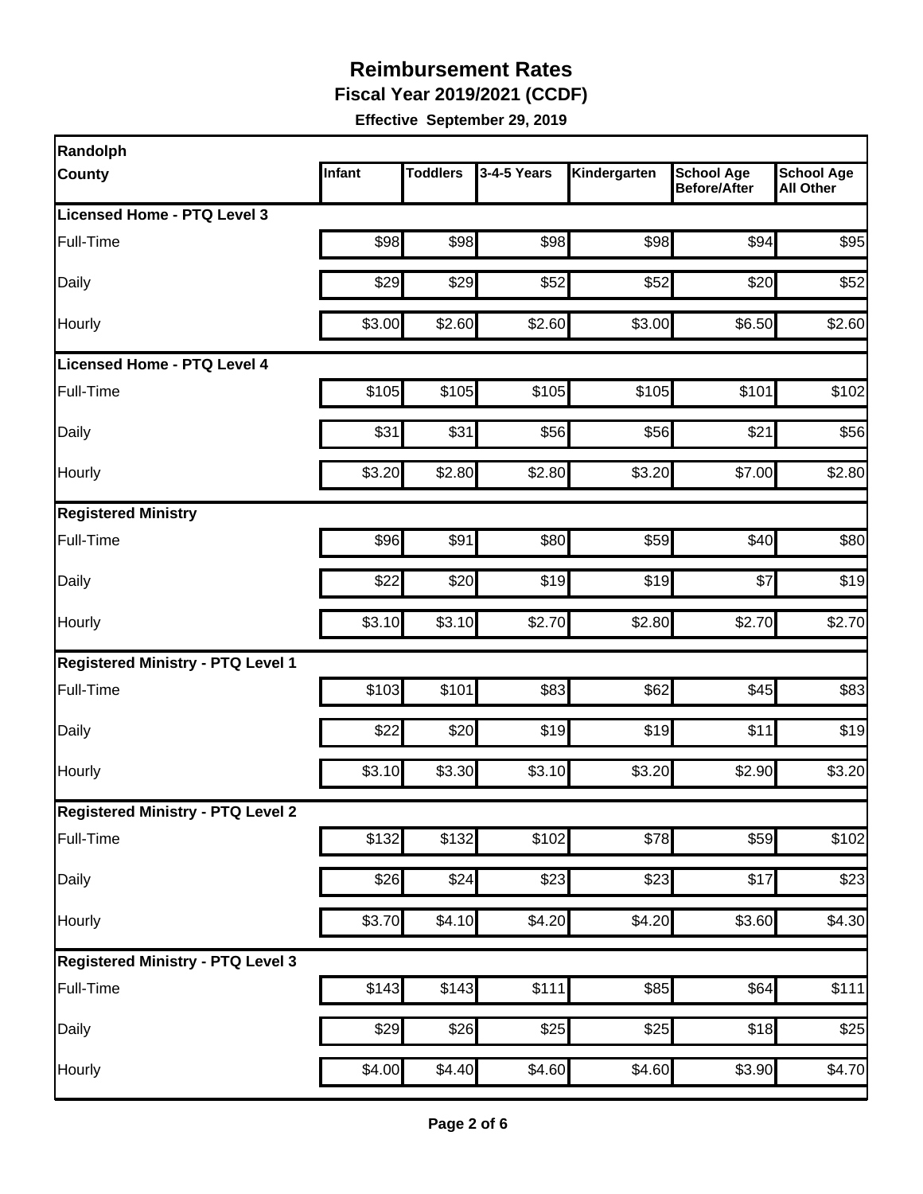# Reimbursement Rates

**Fiscal Year 2019/2021 (CCDF)**

**Effective September 29, 2019**

| Randolph County | Infant | Toddlers | 3-4-5 Years | Kindergarten | School Age Before/After | School Age All Other |
|---|---|---|---|---|---|---|
| **Licensed Home - PTQ Level 3** | | | | | | |
| Full-Time | $98 | $98 | $98 | $98 | $94 | $95 |
| Daily | $29 | $29 | $52 | $52 | $20 | $52 |
| Hourly | $3.00 | $2.60 | $2.60 | $3.00 | $6.50 | $2.60 |
| **Licensed Home - PTQ Level 4** | | | | | | |
| Full-Time | $105 | $105 | $105 | $105 | $101 | $102 |
| Daily | $31 | $31 | $56 | $56 | $21 | $56 |
| Hourly | $3.20 | $2.80 | $2.80 | $3.20 | $7.00 | $2.80 |
| **Registered Ministry** | | | | | | |
| Full-Time | $96 | $91 | $80 | $59 | $40 | $80 |
| Daily | $22 | $20 | $19 | $19 | $7 | $19 |
| Hourly | $3.10 | $3.10 | $2.70 | $2.80 | $2.70 | $2.70 |
| **Registered Ministry - PTQ Level 1** | | | | | | |
| Full-Time | $103 | $101 | $83 | $62 | $45 | $83 |
| Daily | $22 | $20 | $19 | $19 | $11 | $19 |
| Hourly | $3.10 | $3.30 | $3.10 | $3.20 | $2.90 | $3.20 |
| **Registered Ministry - PTQ Level 2** | | | | | | |
| Full-Time | $132 | $132 | $102 | $78 | $59 | $102 |
| Daily | $26 | $24 | $23 | $23 | $17 | $23 |
| Hourly | $3.70 | $4.10 | $4.20 | $4.20 | $3.60 | $4.30 |
| **Registered Ministry - PTQ Level 3** | | | | | | |
| Full-Time | $143 | $143 | $111 | $85 | $64 | $111 |
| Daily | $29 | $26 | $25 | $25 | $18 | $25 |
| Hourly | $4.00 | $4.40 | $4.60 | $4.60 | $3.90 | $4.70 |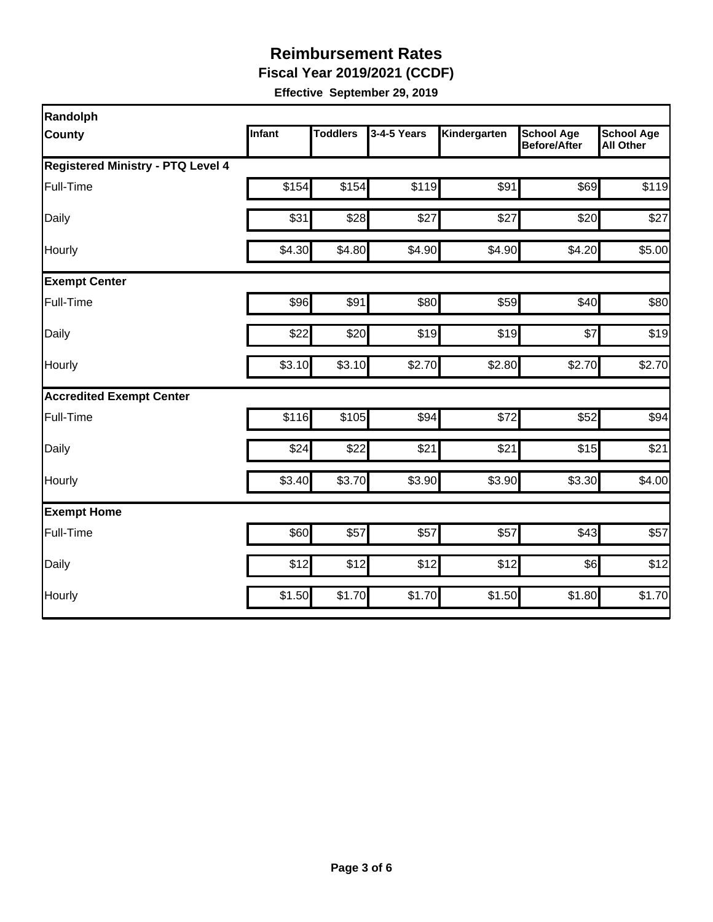# Reimbursement Rates

**Fiscal Year 2019/2021 (CCDF)**

**Effective September 29, 2019**

| Randolph County | Infant | Toddlers | 3-4-5 Years | Kindergarten | School Age Before/After | School Age All Other |
|---|---|---|---|---|---|---|
| **Registered Ministry - PTQ Level 4** | | | | | | |
| Full-Time | $154 | $154 | $119 | $91 | $69 | $119 |
| Daily | $31 | $28 | $27 | $27 | $20 | $27 |
| Hourly | $4.30 | $4.80 | $4.90 | $4.90 | $4.20 | $5.00 |
| **Exempt Center** | | | | | | |
| Full-Time | $96 | $91 | $80 | $59 | $40 | $80 |
| Daily | $22 | $20 | $19 | $19 | $7 | $19 |
| Hourly | $3.10 | $3.10 | $2.70 | $2.80 | $2.70 | $2.70 |
| **Accredited Exempt Center** | | | | | | |
| Full-Time | $116 | $105 | $94 | $72 | $52 | $94 |
| Daily | $24 | $22 | $21 | $21 | $15 | $21 |
| Hourly | $3.40 | $3.70 | $3.90 | $3.90 | $3.30 | $4.00 |
| **Exempt Home** | | | | | | |
| Full-Time | $60 | $57 | $57 | $57 | $43 | $57 |
| Daily | $12 | $12 | $12 | $12 | $6 | $12 |
| Hourly | $1.50 | $1.70 | $1.70 | $1.50 | $1.80 | $1.70 |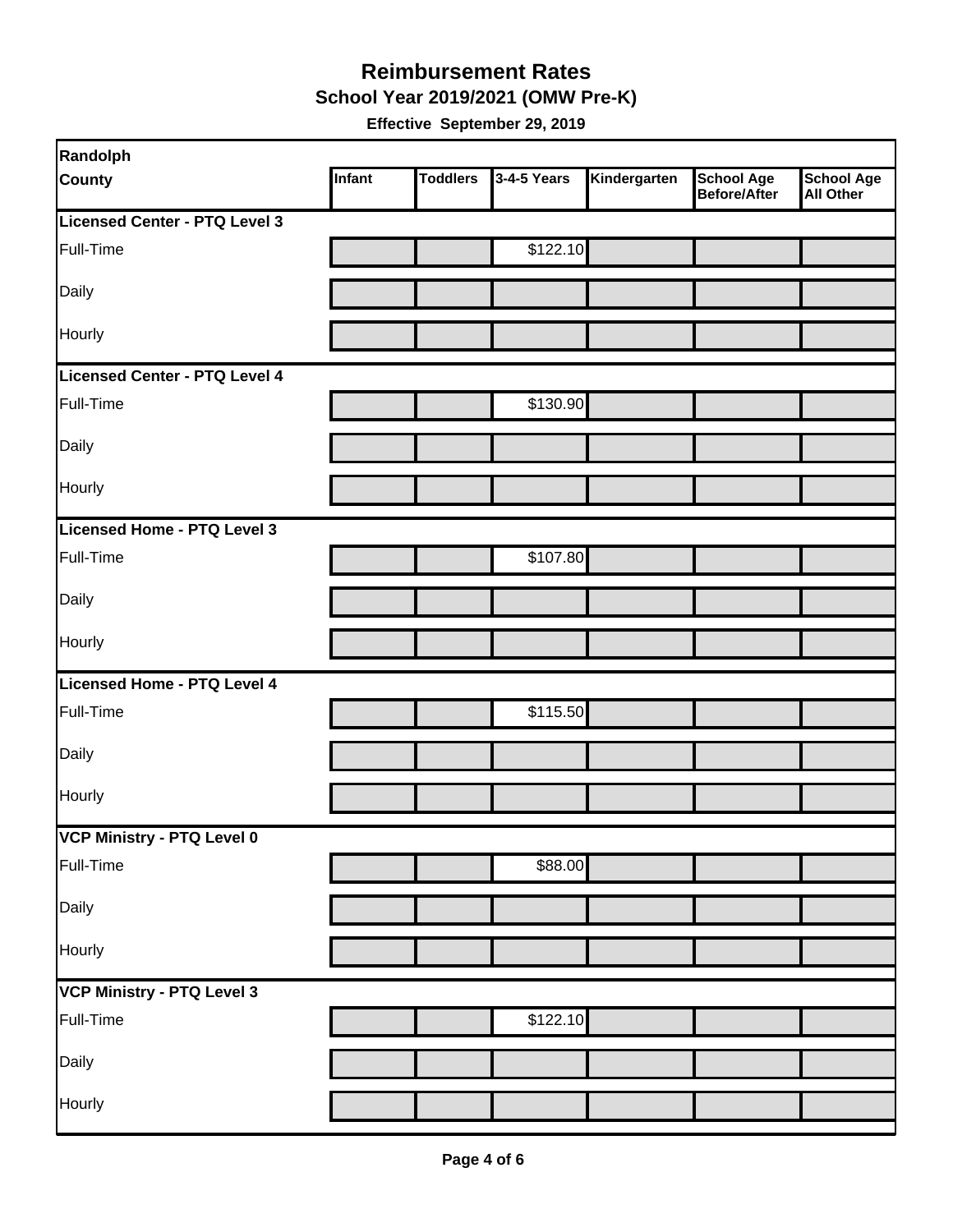# Reimbursement Rates

**School Year 2019/2021 (OMW Pre-K)**

**Effective September 29, 2019**

| Randolph County | Infant | Toddlers | 3-4-5 Years | Kindergarten | School Age Before/After | School Age All Other |
|---|---|---|---|---|---|---|
| **Licensed Center - PTQ Level 3** | | | | | | |
| Full-Time | | | $122.10 | | | |
| Daily | | | | | | |
| Hourly | | | | | | |
| **Licensed Center - PTQ Level 4** | | | | | | |
| Full-Time | | | $130.90 | | | |
| Daily | | | | | | |
| Hourly | | | | | | |
| **Licensed Home - PTQ Level 3** | | | | | | |
| Full-Time | | | $107.80 | | | |
| Daily | | | | | | |
| Hourly | | | | | | |
| **Licensed Home - PTQ Level 4** | | | | | | |
| Full-Time | | | $115.50 | | | |
| Daily | | | | | | |
| Hourly | | | | | | |
| **VCP Ministry - PTQ Level 0** | | | | | | |
| Full-Time | | | $88.00 | | | |
| Daily | | | | | | |
| Hourly | | | | | | |
| **VCP Ministry - PTQ Level 3** | | | | | | |
| Full-Time | | | $122.10 | | | |
| Daily | | | | | | |
| Hourly | | | | | | |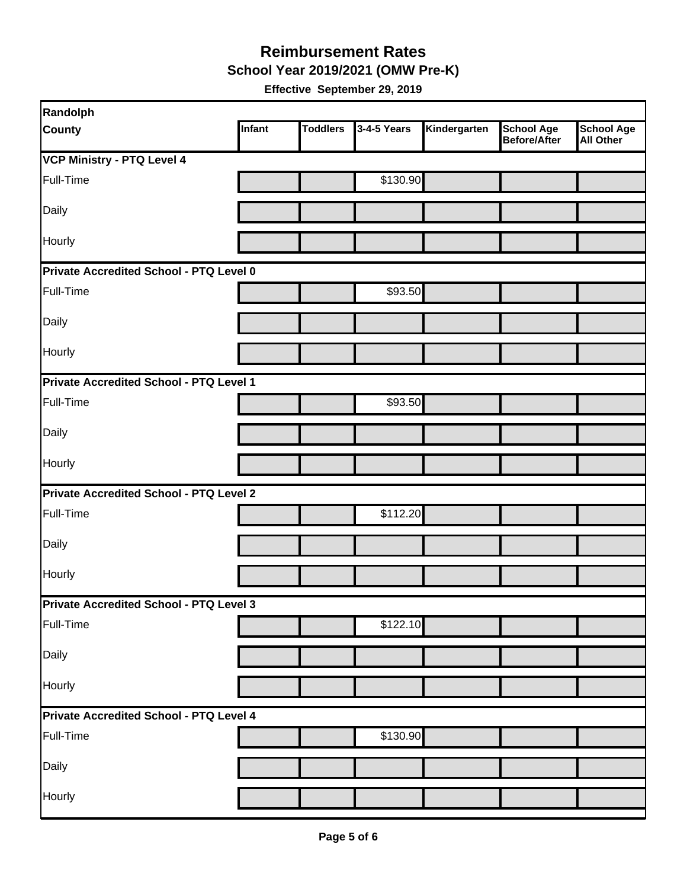# Reimbursement Rates

## School Year 2019/2021 (OMW Pre-K)

**Effective September 29, 2019**

| Randolph County | Infant | Toddlers | 3-4-5 Years | Kindergarten | School Age Before/After | School Age All Other |
|---|---|---|---|---|---|---|
| **VCP Ministry - PTQ Level 4** | | | | | | |
| Full-Time | | | $130.90 | | | |
| Daily | | | | | | |
| Hourly | | | | | | |
| **Private Accredited School - PTQ Level 0** | | | | | | |
| Full-Time | | | $93.50 | | | |
| Daily | | | | | | |
| Hourly | | | | | | |
| **Private Accredited School - PTQ Level 1** | | | | | | |
| Full-Time | | | $93.50 | | | |
| Daily | | | | | | |
| Hourly | | | | | | |
| **Private Accredited School - PTQ Level 2** | | | | | | |
| Full-Time | | | $112.20 | | | |
| Daily | | | | | | |
| Hourly | | | | | | |
| **Private Accredited School - PTQ Level 3** | | | | | | |
| Full-Time | | | $122.10 | | | |
| Daily | | | | | | |
| Hourly | | | | | | |
| **Private Accredited School - PTQ Level 4** | | | | | | |
| Full-Time | | | $130.90 | | | |
| Daily | | | | | | |
| Hourly | | | | | | |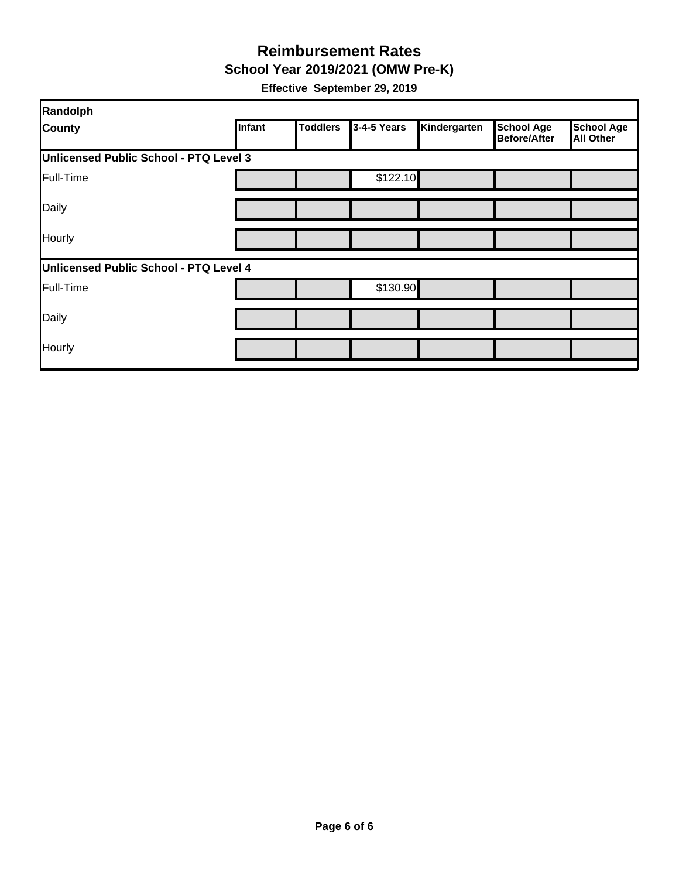# Reimbursement Rates

## School Year 2019/2021 (OMW Pre-K)

**Effective September 29, 2019**

| Randolph<br>County | Infant | Toddlers | 3-4-5 Years | Kindergarten | School Age Before/After | School Age All Other |
|---|---|---|---|---|---|---|
| **Unlicensed Public School - PTQ Level 3** | | | | | | |
| Full-Time | | | $122.10 | | | |
| Daily | | | | | | |
| Hourly | | | | | | |
| **Unlicensed Public School - PTQ Level 4** | | | | | | |
| Full-Time | | | $130.90 | | | |
| Daily | | | | | | |
| Hourly | | | | | | |